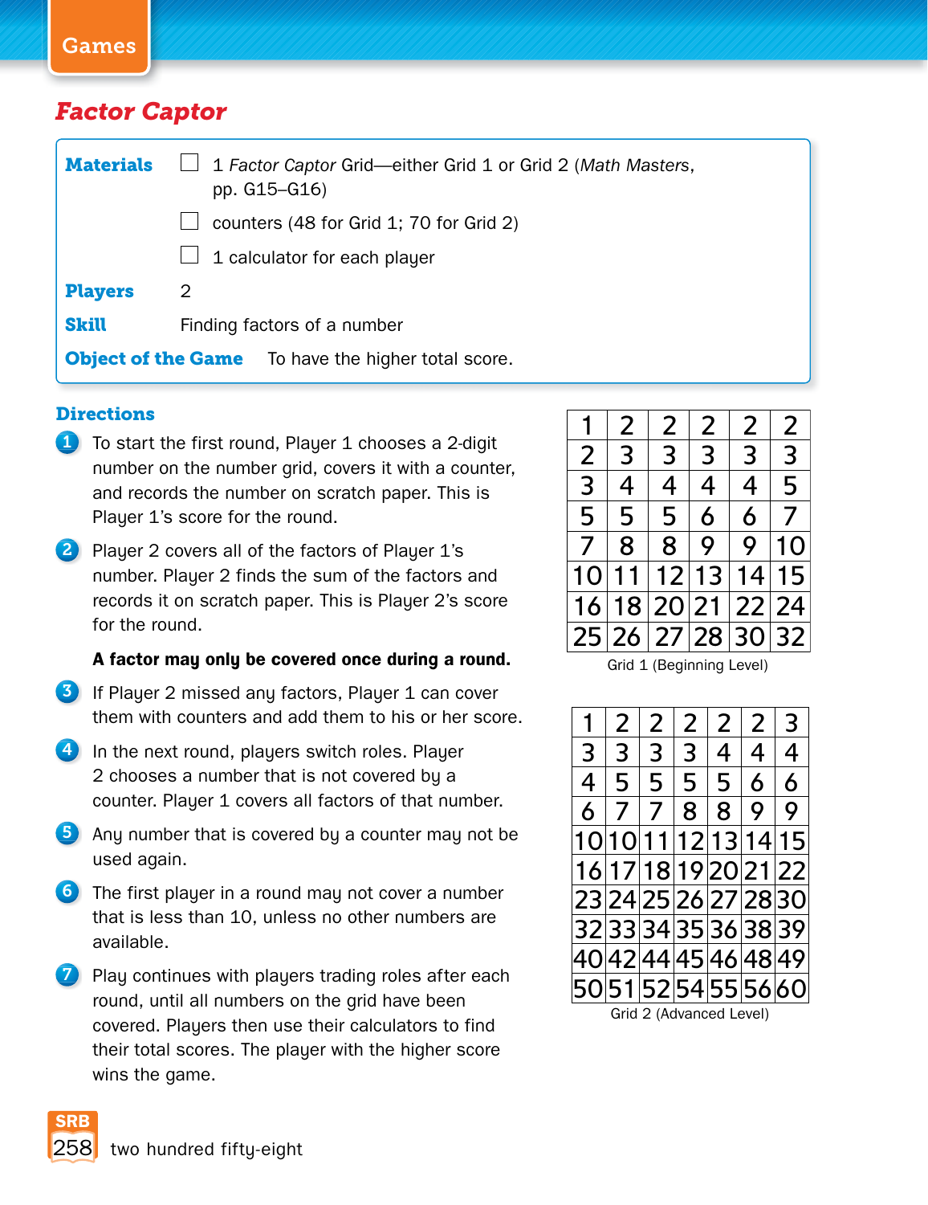Games

# Factor Captor

**Materials**
- ☐ 1 *Factor Captor* Grid—either Grid 1 or Grid 2 (*Math Masters*, pp. G15–G16)
- ☐ counters (48 for Grid 1; 70 for Grid 2)
- ☐ 1 calculator for each player

**Players** 2

**Skill** Finding factors of a number

**Object of the Game** To have the higher total score.

## Directions

1. To start the first round, Player 1 chooses a 2-digit number on the number grid, covers it with a counter, and records the number on scratch paper. This is Player 1's score for the round.
2. Player 2 covers all of the factors of Player 1's number. Player 2 finds the sum of the factors and records it on scratch paper. This is Player 2's score for the round.

   **A factor may only be covered once during a round.**
3. If Player 2 missed any factors, Player 1 can cover them with counters and add them to his or her score.
4. In the next round, players switch roles. Player 2 chooses a number that is not covered by a counter. Player 1 covers all factors of that number.
5. Any number that is covered by a counter may not be used again.
6. The first player in a round may not cover a number that is less than 10, unless no other numbers are available.
7. Play continues with players trading roles after each round, until all numbers on the grid have been covered. Players then use their calculators to find their total scores. The player with the higher score wins the game.

| | | | | | |
|---|---|---|---|---|---|
| 1 | 2 | 2 | 2 | 2 | 2 |
| 2 | 3 | 3 | 3 | 3 | 3 |
| 3 | 4 | 4 | 4 | 4 | 5 |
| 5 | 5 | 5 | 6 | 6 | 7 |
| 7 | 8 | 8 | 9 | 9 | 10 |
| 10 | 11 | 12 | 13 | 14 | 15 |
| 16 | 18 | 20 | 21 | 22 | 24 |
| 25 | 26 | 27 | 28 | 30 | 32 |

Grid 1 (Beginning Level)

| | | | | | | |
|---|---|---|---|---|---|---|
| 1 | 2 | 2 | 2 | 2 | 2 | 3 |
| 3 | 3 | 3 | 3 | 4 | 4 | 4 |
| 4 | 5 | 5 | 5 | 5 | 6 | 6 |
| 6 | 7 | 7 | 8 | 8 | 9 | 9 |
| 10 | 10 | 11 | 12 | 13 | 14 | 15 |
| 16 | 17 | 18 | 19 | 20 | 21 | 22 |
| 23 | 24 | 25 | 26 | 27 | 28 | 30 |
| 32 | 33 | 34 | 35 | 36 | 38 | 39 |
| 40 | 42 | 44 | 45 | 46 | 48 | 49 |
| 50 | 51 | 52 | 54 | 55 | 56 | 60 |

Grid 2 (Advanced Level)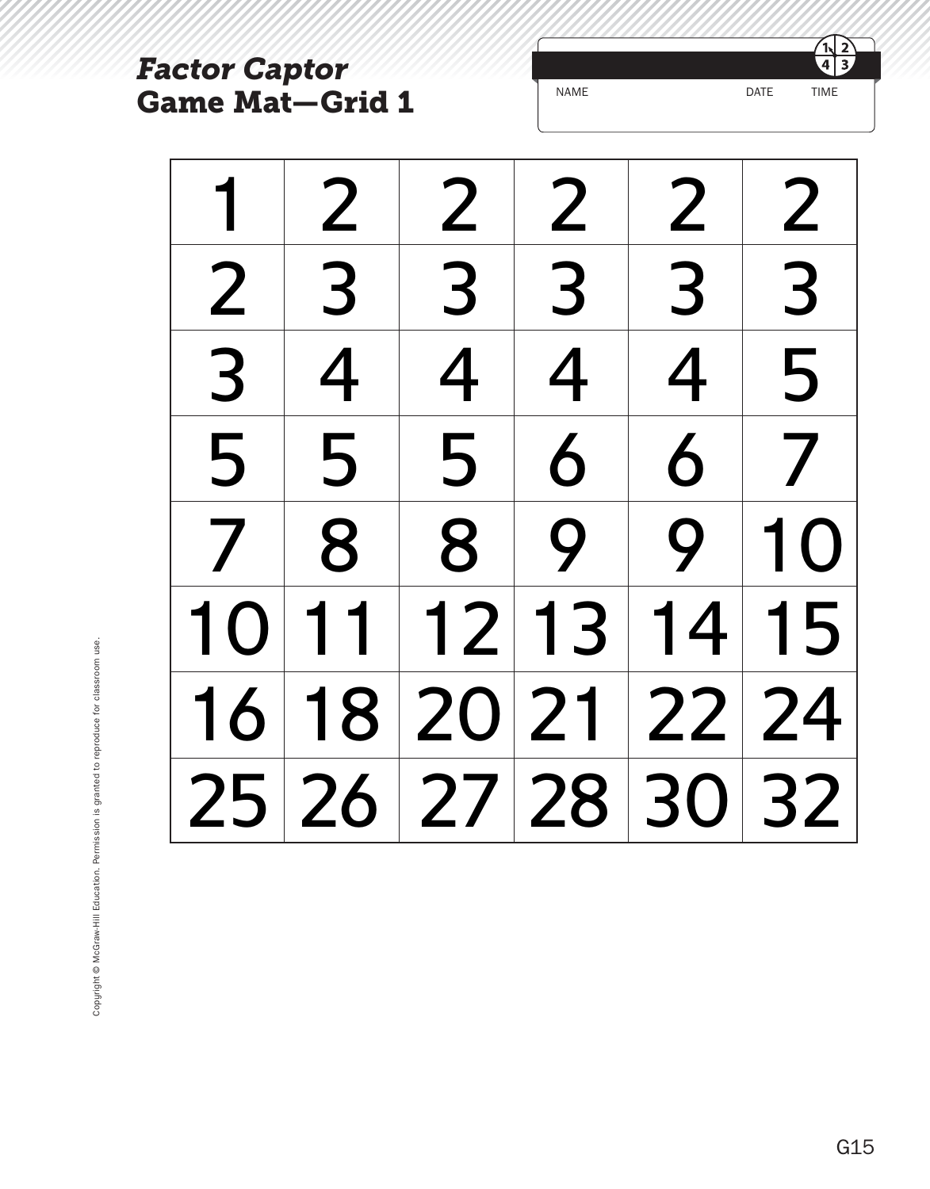# *Factor Captor*
# Game Mat—Grid 1

NAME DATE TIME

| | | | | | |
|---|---|---|---|---|---|
| 1 | 2 | 2 | 2 | 2 | 2 |
| 2 | 3 | 3 | 3 | 3 | 3 |
| 3 | 4 | 4 | 4 | 4 | 5 |
| 5 | 5 | 5 | 6 | 6 | 7 |
| 7 | 8 | 8 | 9 | 9 | 10 |
| 10 | 11 | 12 | 13 | 14 | 15 |
| 16 | 18 | 20 | 21 | 22 | 24 |
| 25 | 26 | 27 | 28 | 30 | 32 |

Copyright © McGraw-Hill Education. Permission is granted to reproduce for classroom use.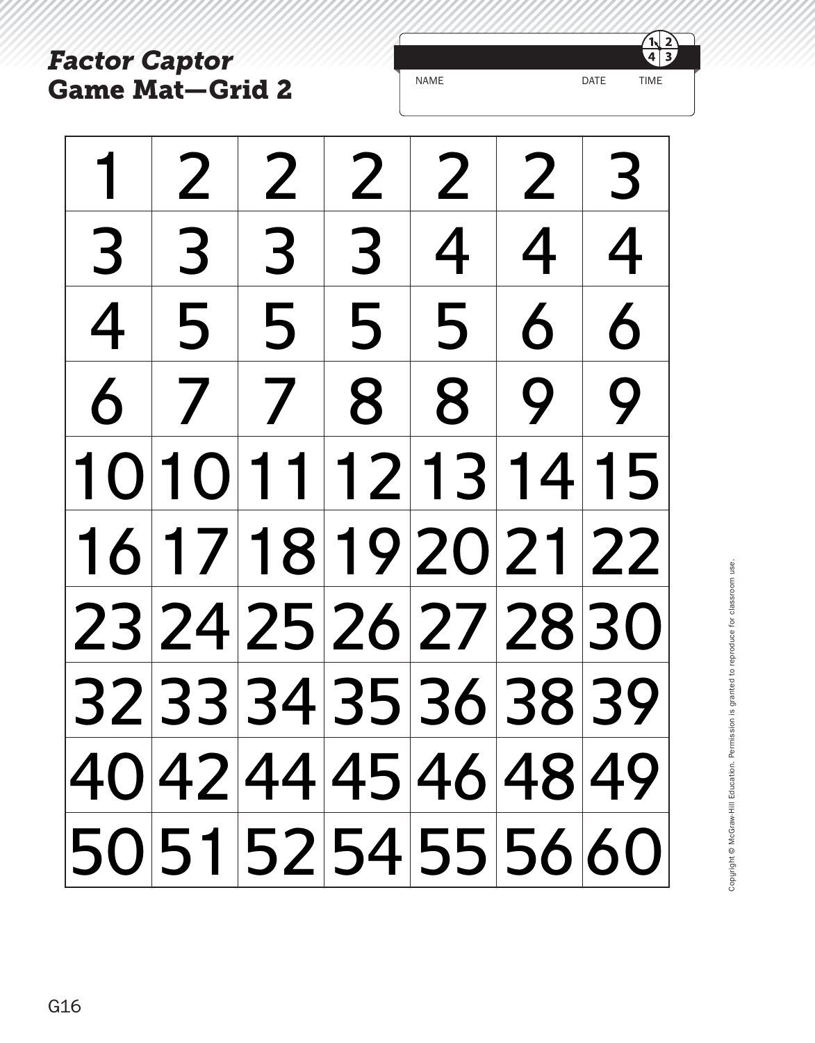*Factor Captor*

# Game Mat—Grid 2

NAME DATE TIME

| 1 | 2 | 2 | 2 | 2 | 2 | 3 |
|---|---|---|---|---|---|---|
| 3 | 3 | 3 | 3 | 4 | 4 | 4 |
| 4 | 5 | 5 | 5 | 5 | 6 | 6 |
| 6 | 7 | 7 | 8 | 8 | 9 | 9 |
| 10 | 10 | 11 | 12 | 13 | 14 | 15 |
| 16 | 17 | 18 | 19 | 20 | 21 | 22 |
| 23 | 24 | 25 | 26 | 27 | 28 | 30 |
| 32 | 33 | 34 | 35 | 36 | 38 | 39 |
| 40 | 42 | 44 | 45 | 46 | 48 | 49 |
| 50 | 51 | 52 | 54 | 55 | 56 | 60 |

Copyright © McGraw-Hill Education. Permission is granted to reproduce for classroom use.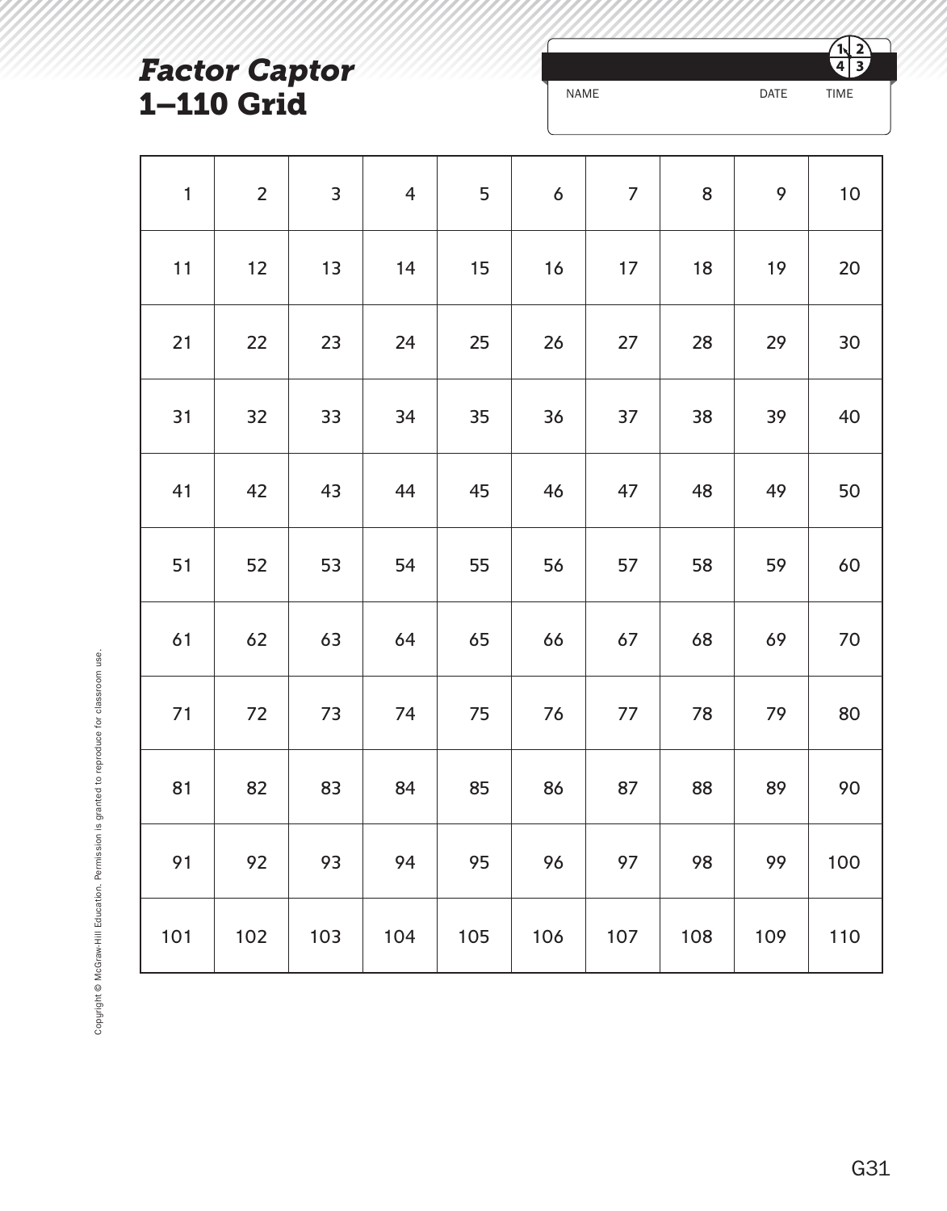# *Factor Captor*
# 1–110 Grid

NAME DATE TIME

| | | | | | | | | | |
|---|---|---|---|---|---|---|---|---|---|
| 1 | 2 | 3 | 4 | 5 | 6 | 7 | 8 | 9 | 10 |
| 11 | 12 | 13 | 14 | 15 | 16 | 17 | 18 | 19 | 20 |
| 21 | 22 | 23 | 24 | 25 | 26 | 27 | 28 | 29 | 30 |
| 31 | 32 | 33 | 34 | 35 | 36 | 37 | 38 | 39 | 40 |
| 41 | 42 | 43 | 44 | 45 | 46 | 47 | 48 | 49 | 50 |
| 51 | 52 | 53 | 54 | 55 | 56 | 57 | 58 | 59 | 60 |
| 61 | 62 | 63 | 64 | 65 | 66 | 67 | 68 | 69 | 70 |
| 71 | 72 | 73 | 74 | 75 | 76 | 77 | 78 | 79 | 80 |
| 81 | 82 | 83 | 84 | 85 | 86 | 87 | 88 | 89 | 90 |
| 91 | 92 | 93 | 94 | 95 | 96 | 97 | 98 | 99 | 100 |
| 101 | 102 | 103 | 104 | 105 | 106 | 107 | 108 | 109 | 110 |

Copyright © McGraw-Hill Education. Permission is granted to reproduce for classroom use.